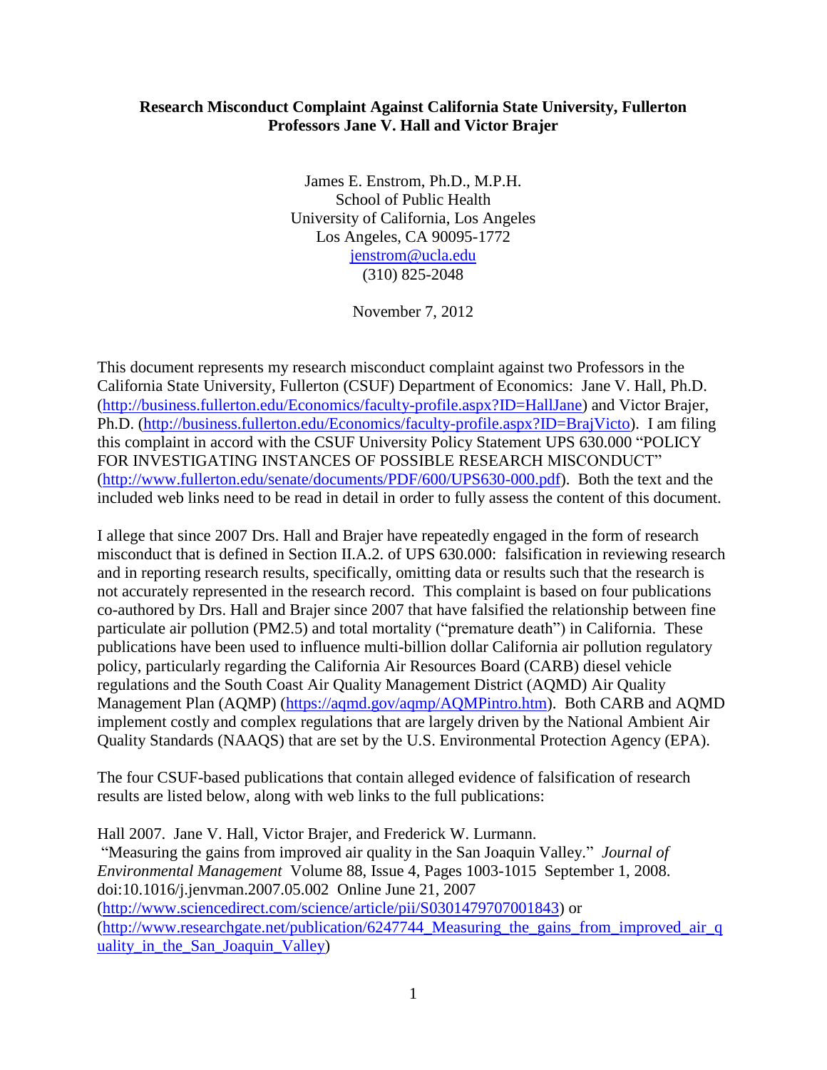**Research Misconduct Complaint Against California State University, Fullerton Professors Jane V. Hall and Victor Brajer**

James E. Enstrom, Ph.D., M.P.H.
School of Public Health
University of California, Los Angeles
Los Angeles, CA 90095-1772
jenstrom@ucla.edu
(310) 825-2048

November 7, 2012

This document represents my research misconduct complaint against two Professors in the California State University, Fullerton (CSUF) Department of Economics: Jane V. Hall, Ph.D. (http://business.fullerton.edu/Economics/faculty-profile.aspx?ID=HallJane) and Victor Brajer, Ph.D. (http://business.fullerton.edu/Economics/faculty-profile.aspx?ID=BrajVicto). I am filing this complaint in accord with the CSUF University Policy Statement UPS 630.000 "POLICY FOR INVESTIGATING INSTANCES OF POSSIBLE RESEARCH MISCONDUCT" (http://www.fullerton.edu/senate/documents/PDF/600/UPS630-000.pdf). Both the text and the included web links need to be read in detail in order to fully assess the content of this document.

I allege that since 2007 Drs. Hall and Brajer have repeatedly engaged in the form of research misconduct that is defined in Section II.A.2. of UPS 630.000: falsification in reviewing research and in reporting research results, specifically, omitting data or results such that the research is not accurately represented in the research record. This complaint is based on four publications co-authored by Drs. Hall and Brajer since 2007 that have falsified the relationship between fine particulate air pollution (PM2.5) and total mortality ("premature death") in California. These publications have been used to influence multi-billion dollar California air pollution regulatory policy, particularly regarding the California Air Resources Board (CARB) diesel vehicle regulations and the South Coast Air Quality Management District (AQMD) Air Quality Management Plan (AQMP) (https://aqmd.gov/aqmp/AQMPintro.htm). Both CARB and AQMD implement costly and complex regulations that are largely driven by the National Ambient Air Quality Standards (NAAQS) that are set by the U.S. Environmental Protection Agency (EPA).

The four CSUF-based publications that contain alleged evidence of falsification of research results are listed below, along with web links to the full publications:

Hall 2007. Jane V. Hall, Victor Brajer, and Frederick W. Lurmann.
"Measuring the gains from improved air quality in the San Joaquin Valley." *Journal of Environmental Management* Volume 88, Issue 4, Pages 1003-1015 September 1, 2008. doi:10.1016/j.jenvman.2007.05.002 Online June 21, 2007 (http://www.sciencedirect.com/science/article/pii/S0301479707001843) or (http://www.researchgate.net/publication/6247744_Measuring_the_gains_from_improved_air_quality_in_the_San_Joaquin_Valley)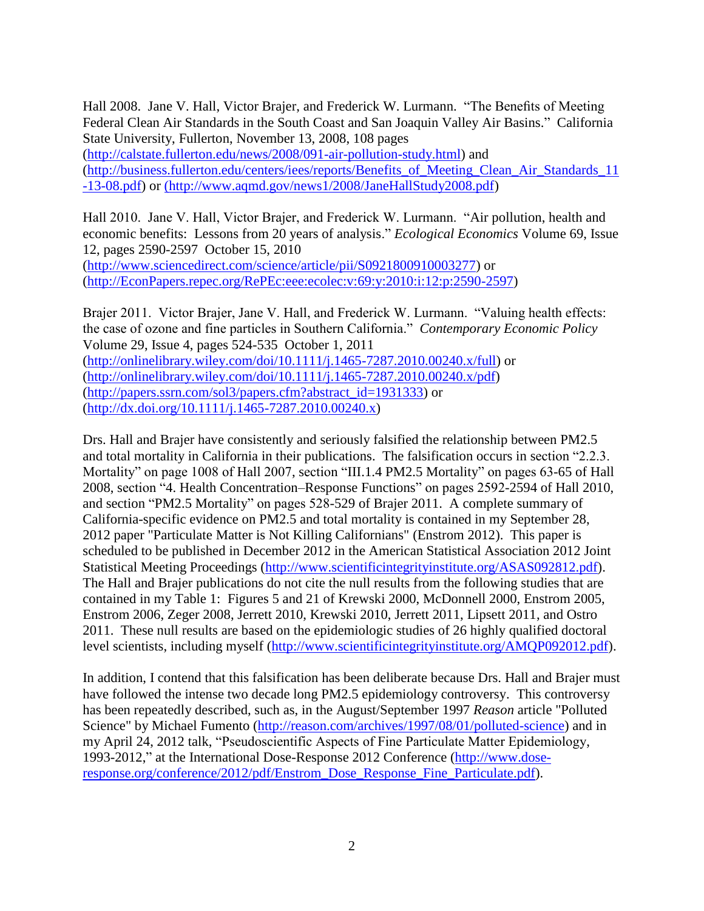Hall 2008. Jane V. Hall, Victor Brajer, and Frederick W. Lurmann. "The Benefits of Meeting Federal Clean Air Standards in the South Coast and San Joaquin Valley Air Basins." California State University, Fullerton, November 13, 2008, 108 pages (http://calstate.fullerton.edu/news/2008/091-air-pollution-study.html) and (http://business.fullerton.edu/centers/iees/reports/Benefits_of_Meeting_Clean_Air_Standards_11-13-08.pdf) or (http://www.aqmd.gov/news1/2008/JaneHallStudy2008.pdf)

Hall 2010. Jane V. Hall, Victor Brajer, and Frederick W. Lurmann. "Air pollution, health and economic benefits: Lessons from 20 years of analysis." *Ecological Economics* Volume 69, Issue 12, pages 2590-2597 October 15, 2010 (http://www.sciencedirect.com/science/article/pii/S0921800910003277) or (http://EconPapers.repec.org/RePEc:eee:ecolec:v:69:y:2010:i:12:p:2590-2597)

Brajer 2011. Victor Brajer, Jane V. Hall, and Frederick W. Lurmann. "Valuing health effects: the case of ozone and fine particles in Southern California." *Contemporary Economic Policy* Volume 29, Issue 4, pages 524-535 October 1, 2011 (http://onlinelibrary.wiley.com/doi/10.1111/j.1465-7287.2010.00240.x/full) or (http://onlinelibrary.wiley.com/doi/10.1111/j.1465-7287.2010.00240.x/pdf) (http://papers.ssrn.com/sol3/papers.cfm?abstract_id=1931333) or (http://dx.doi.org/10.1111/j.1465-7287.2010.00240.x)

Drs. Hall and Brajer have consistently and seriously falsified the relationship between PM2.5 and total mortality in California in their publications. The falsification occurs in section "2.2.3. Mortality" on page 1008 of Hall 2007, section "III.1.4 PM2.5 Mortality" on pages 63-65 of Hall 2008, section "4. Health Concentration–Response Functions" on pages 2592-2594 of Hall 2010, and section "PM2.5 Mortality" on pages 528-529 of Brajer 2011. A complete summary of California-specific evidence on PM2.5 and total mortality is contained in my September 28, 2012 paper "Particulate Matter is Not Killing Californians" (Enstrom 2012). This paper is scheduled to be published in December 2012 in the American Statistical Association 2012 Joint Statistical Meeting Proceedings (http://www.scientificintegrityinstitute.org/ASAS092812.pdf). The Hall and Brajer publications do not cite the null results from the following studies that are contained in my Table 1: Figures 5 and 21 of Krewski 2000, McDonnell 2000, Enstrom 2005, Enstrom 2006, Zeger 2008, Jerrett 2010, Krewski 2010, Jerrett 2011, Lipsett 2011, and Ostro 2011. These null results are based on the epidemiologic studies of 26 highly qualified doctoral level scientists, including myself (http://www.scientificintegrityinstitute.org/AMQP092012.pdf).

In addition, I contend that this falsification has been deliberate because Drs. Hall and Brajer must have followed the intense two decade long PM2.5 epidemiology controversy. This controversy has been repeatedly described, such as, in the August/September 1997 *Reason* article "Polluted Science" by Michael Fumento (http://reason.com/archives/1997/08/01/polluted-science) and in my April 24, 2012 talk, "Pseudoscientific Aspects of Fine Particulate Matter Epidemiology, 1993-2012," at the International Dose-Response 2012 Conference (http://www.dose-response.org/conference/2012/pdf/Enstrom_Dose_Response_Fine_Particulate.pdf).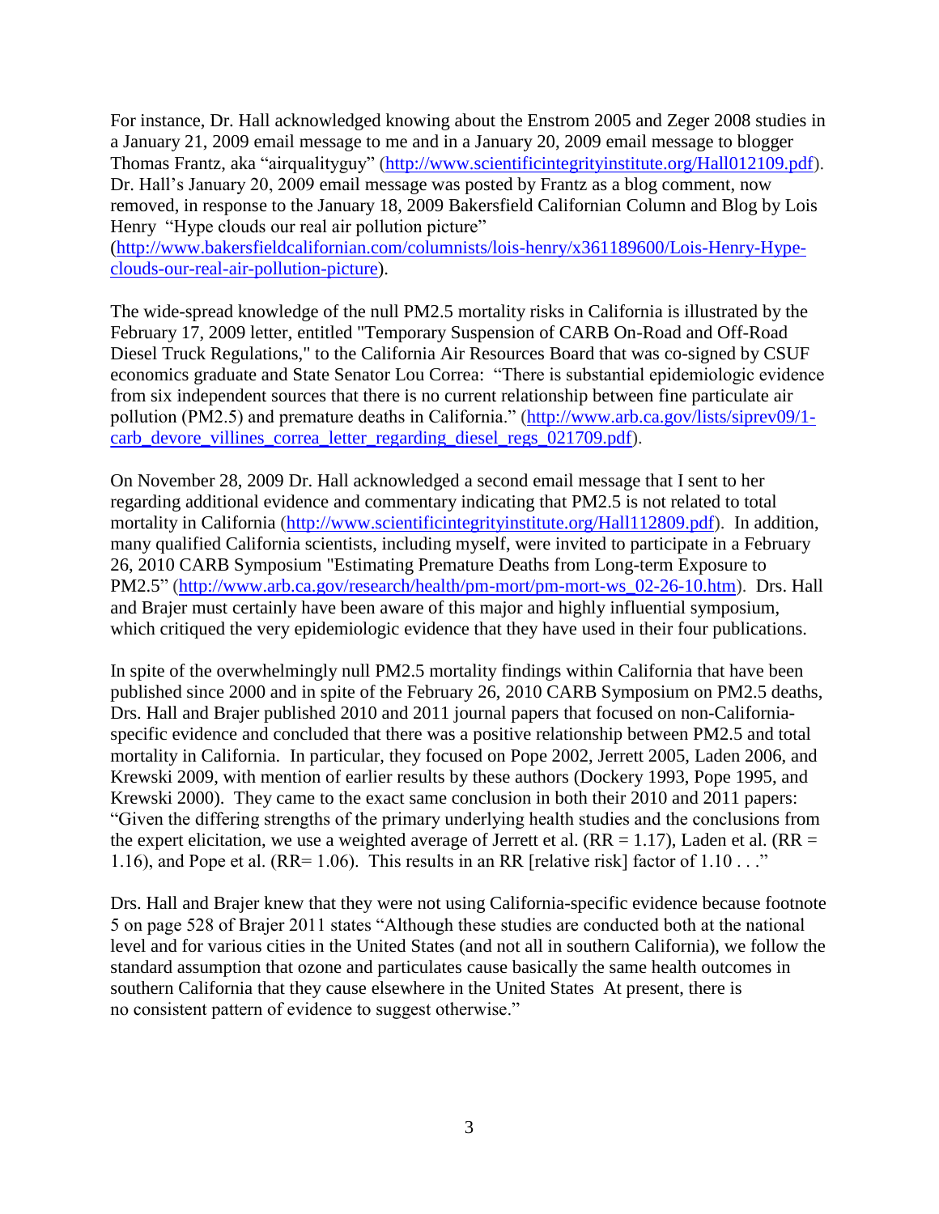For instance, Dr. Hall acknowledged knowing about the Enstrom 2005 and Zeger 2008 studies in a January 21, 2009 email message to me and in a January 20, 2009 email message to blogger Thomas Frantz, aka "airqualityguy" (http://www.scientificintegrityinstitute.org/Hall012109.pdf). Dr. Hall's January 20, 2009 email message was posted by Frantz as a blog comment, now removed, in response to the January 18, 2009 Bakersfield Californian Column and Blog by Lois Henry "Hype clouds our real air pollution picture" (http://www.bakersfieldcalifornian.com/columnists/lois-henry/x361189600/Lois-Henry-Hype-clouds-our-real-air-pollution-picture).

The wide-spread knowledge of the null PM2.5 mortality risks in California is illustrated by the February 17, 2009 letter, entitled "Temporary Suspension of CARB On-Road and Off-Road Diesel Truck Regulations," to the California Air Resources Board that was co-signed by CSUF economics graduate and State Senator Lou Correa: "There is substantial epidemiologic evidence from six independent sources that there is no current relationship between fine particulate air pollution (PM2.5) and premature deaths in California." (http://www.arb.ca.gov/lists/siprev09/1-carb_devore_villines_correa_letter_regarding_diesel_regs_021709.pdf).

On November 28, 2009 Dr. Hall acknowledged a second email message that I sent to her regarding additional evidence and commentary indicating that PM2.5 is not related to total mortality in California (http://www.scientificintegrityinstitute.org/Hall112809.pdf). In addition, many qualified California scientists, including myself, were invited to participate in a February 26, 2010 CARB Symposium "Estimating Premature Deaths from Long-term Exposure to PM2.5" (http://www.arb.ca.gov/research/health/pm-mort/pm-mort-ws_02-26-10.htm). Drs. Hall and Brajer must certainly have been aware of this major and highly influential symposium, which critiqued the very epidemiologic evidence that they have used in their four publications.

In spite of the overwhelmingly null PM2.5 mortality findings within California that have been published since 2000 and in spite of the February 26, 2010 CARB Symposium on PM2.5 deaths, Drs. Hall and Brajer published 2010 and 2011 journal papers that focused on non-California-specific evidence and concluded that there was a positive relationship between PM2.5 and total mortality in California. In particular, they focused on Pope 2002, Jerrett 2005, Laden 2006, and Krewski 2009, with mention of earlier results by these authors (Dockery 1993, Pope 1995, and Krewski 2000). They came to the exact same conclusion in both their 2010 and 2011 papers: "Given the differing strengths of the primary underlying health studies and the conclusions from the expert elicitation, we use a weighted average of Jerrett et al. (RR = 1.17), Laden et al. (RR = 1.16), and Pope et al. (RR= 1.06). This results in an RR [relative risk] factor of 1.10 . . ."

Drs. Hall and Brajer knew that they were not using California-specific evidence because footnote 5 on page 528 of Brajer 2011 states "Although these studies are conducted both at the national level and for various cities in the United States (and not all in southern California), we follow the standard assumption that ozone and particulates cause basically the same health outcomes in southern California that they cause elsewhere in the United States At present, there is no consistent pattern of evidence to suggest otherwise."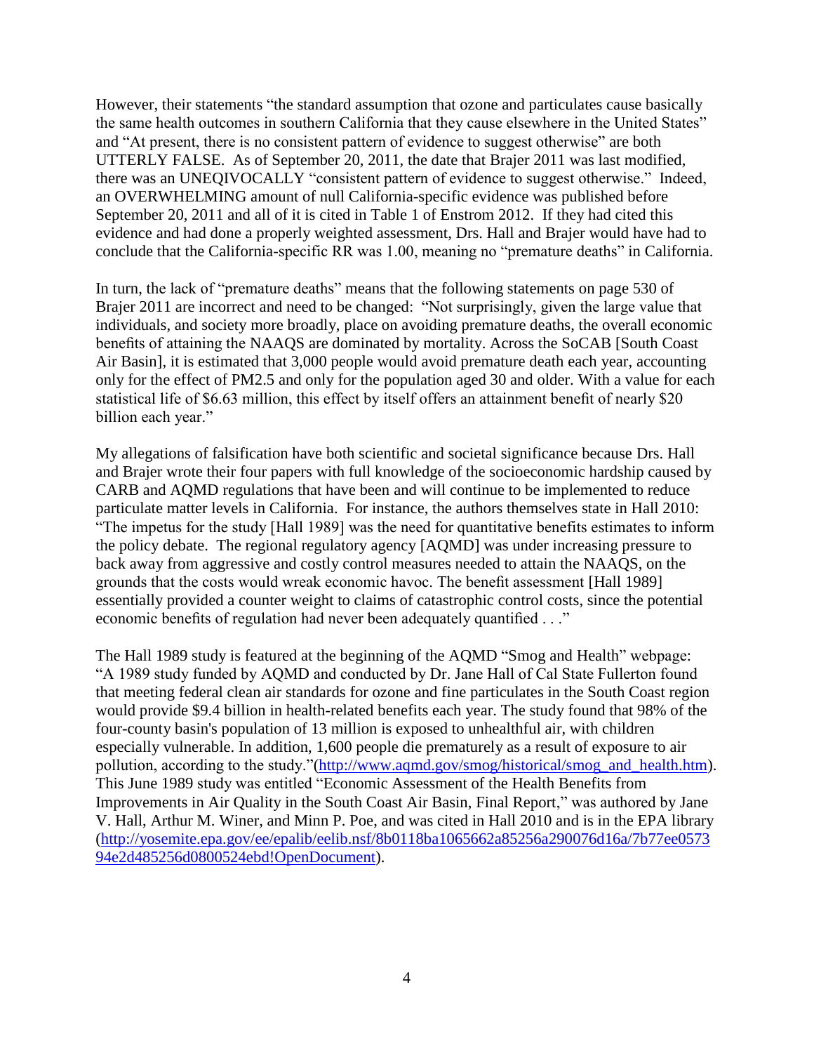However, their statements "the standard assumption that ozone and particulates cause basically the same health outcomes in southern California that they cause elsewhere in the United States" and "At present, there is no consistent pattern of evidence to suggest otherwise" are both UTTERLY FALSE. As of September 20, 2011, the date that Brajer 2011 was last modified, there was an UNEQIVOCALLY "consistent pattern of evidence to suggest otherwise." Indeed, an OVERWHELMING amount of null California-specific evidence was published before September 20, 2011 and all of it is cited in Table 1 of Enstrom 2012. If they had cited this evidence and had done a properly weighted assessment, Drs. Hall and Brajer would have had to conclude that the California-specific RR was 1.00, meaning no "premature deaths" in California.

In turn, the lack of "premature deaths" means that the following statements on page 530 of Brajer 2011 are incorrect and need to be changed: "Not surprisingly, given the large value that individuals, and society more broadly, place on avoiding premature deaths, the overall economic benefits of attaining the NAAQS are dominated by mortality. Across the SoCAB [South Coast Air Basin], it is estimated that 3,000 people would avoid premature death each year, accounting only for the effect of PM2.5 and only for the population aged 30 and older. With a value for each statistical life of $6.63 million, this effect by itself offers an attainment benefit of nearly $20 billion each year."

My allegations of falsification have both scientific and societal significance because Drs. Hall and Brajer wrote their four papers with full knowledge of the socioeconomic hardship caused by CARB and AQMD regulations that have been and will continue to be implemented to reduce particulate matter levels in California. For instance, the authors themselves state in Hall 2010: "The impetus for the study [Hall 1989] was the need for quantitative benefits estimates to inform the policy debate. The regional regulatory agency [AQMD] was under increasing pressure to back away from aggressive and costly control measures needed to attain the NAAQS, on the grounds that the costs would wreak economic havoc. The benefit assessment [Hall 1989] essentially provided a counter weight to claims of catastrophic control costs, since the potential economic benefits of regulation had never been adequately quantified . . ."

The Hall 1989 study is featured at the beginning of the AQMD "Smog and Health" webpage: "A 1989 study funded by AQMD and conducted by Dr. Jane Hall of Cal State Fullerton found that meeting federal clean air standards for ozone and fine particulates in the South Coast region would provide $9.4 billion in health-related benefits each year. The study found that 98% of the four-county basin's population of 13 million is exposed to unhealthful air, with children especially vulnerable. In addition, 1,600 people die prematurely as a result of exposure to air pollution, according to the study."(http://www.aqmd.gov/smog/historical/smog_and_health.htm). This June 1989 study was entitled "Economic Assessment of the Health Benefits from Improvements in Air Quality in the South Coast Air Basin, Final Report," was authored by Jane V. Hall, Arthur M. Winer, and Minn P. Poe, and was cited in Hall 2010 and is in the EPA library (http://yosemite.epa.gov/ee/epalib/eelib.nsf/8b0118ba1065662a85256a290076d16a/7b77ee057394e2d485256d0800524ebd!OpenDocument).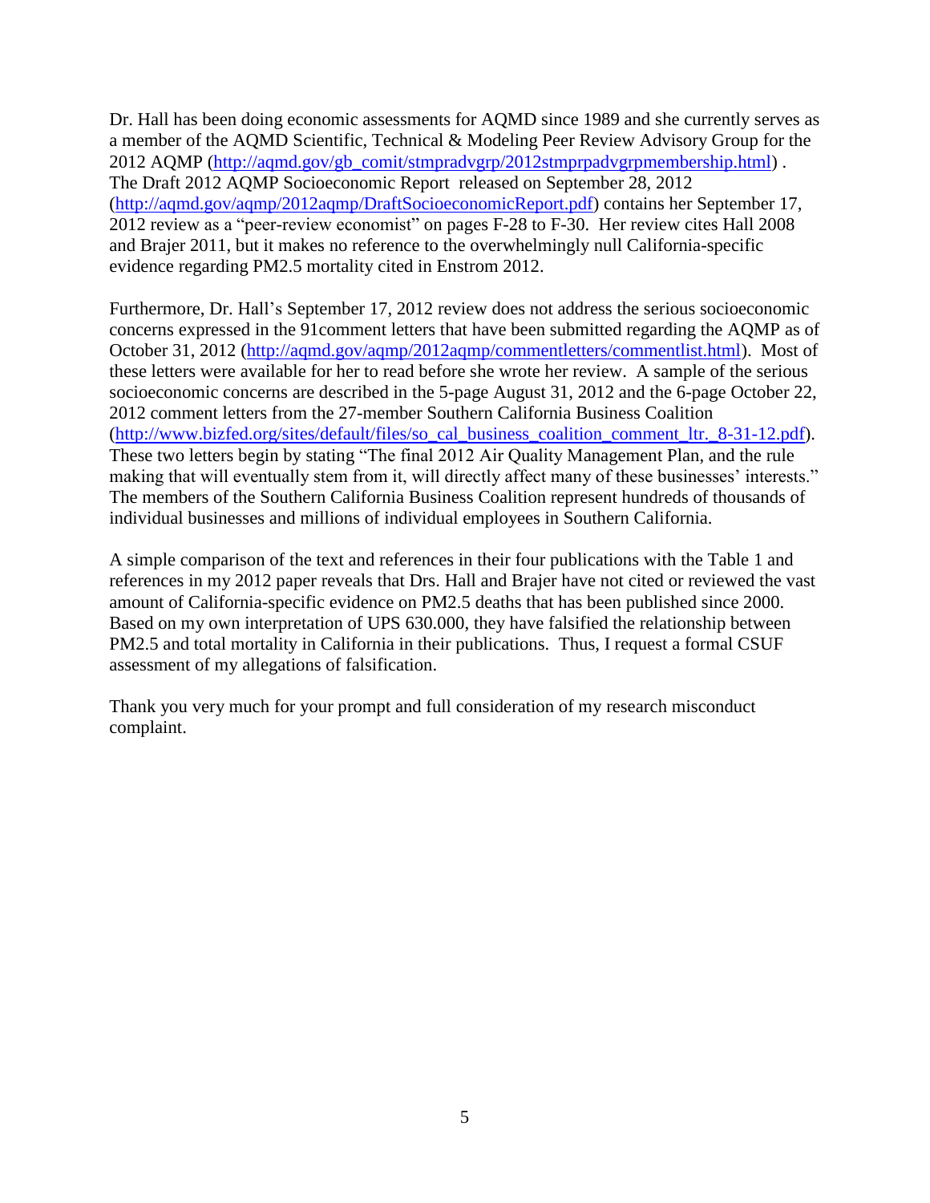Dr. Hall has been doing economic assessments for AQMD since 1989 and she currently serves as a member of the AQMD Scientific, Technical & Modeling Peer Review Advisory Group for the 2012 AQMP (http://aqmd.gov/gb_comit/stmpradvgrp/2012stmprpadvgrpmembership.html) . The Draft 2012 AQMP Socioeconomic Report released on September 28, 2012 (http://aqmd.gov/aqmp/2012aqmp/DraftSocioeconomicReport.pdf) contains her September 17, 2012 review as a "peer-review economist" on pages F-28 to F-30. Her review cites Hall 2008 and Brajer 2011, but it makes no reference to the overwhelmingly null California-specific evidence regarding PM2.5 mortality cited in Enstrom 2012.

Furthermore, Dr. Hall's September 17, 2012 review does not address the serious socioeconomic concerns expressed in the 91comment letters that have been submitted regarding the AQMP as of October 31, 2012 (http://aqmd.gov/aqmp/2012aqmp/commentletters/commentlist.html). Most of these letters were available for her to read before she wrote her review. A sample of the serious socioeconomic concerns are described in the 5-page August 31, 2012 and the 6-page October 22, 2012 comment letters from the 27-member Southern California Business Coalition (http://www.bizfed.org/sites/default/files/so_cal_business_coalition_comment_ltr._8-31-12.pdf). These two letters begin by stating "The final 2012 Air Quality Management Plan, and the rule making that will eventually stem from it, will directly affect many of these businesses' interests." The members of the Southern California Business Coalition represent hundreds of thousands of individual businesses and millions of individual employees in Southern California.

A simple comparison of the text and references in their four publications with the Table 1 and references in my 2012 paper reveals that Drs. Hall and Brajer have not cited or reviewed the vast amount of California-specific evidence on PM2.5 deaths that has been published since 2000. Based on my own interpretation of UPS 630.000, they have falsified the relationship between PM2.5 and total mortality in California in their publications. Thus, I request a formal CSUF assessment of my allegations of falsification.

Thank you very much for your prompt and full consideration of my research misconduct complaint.